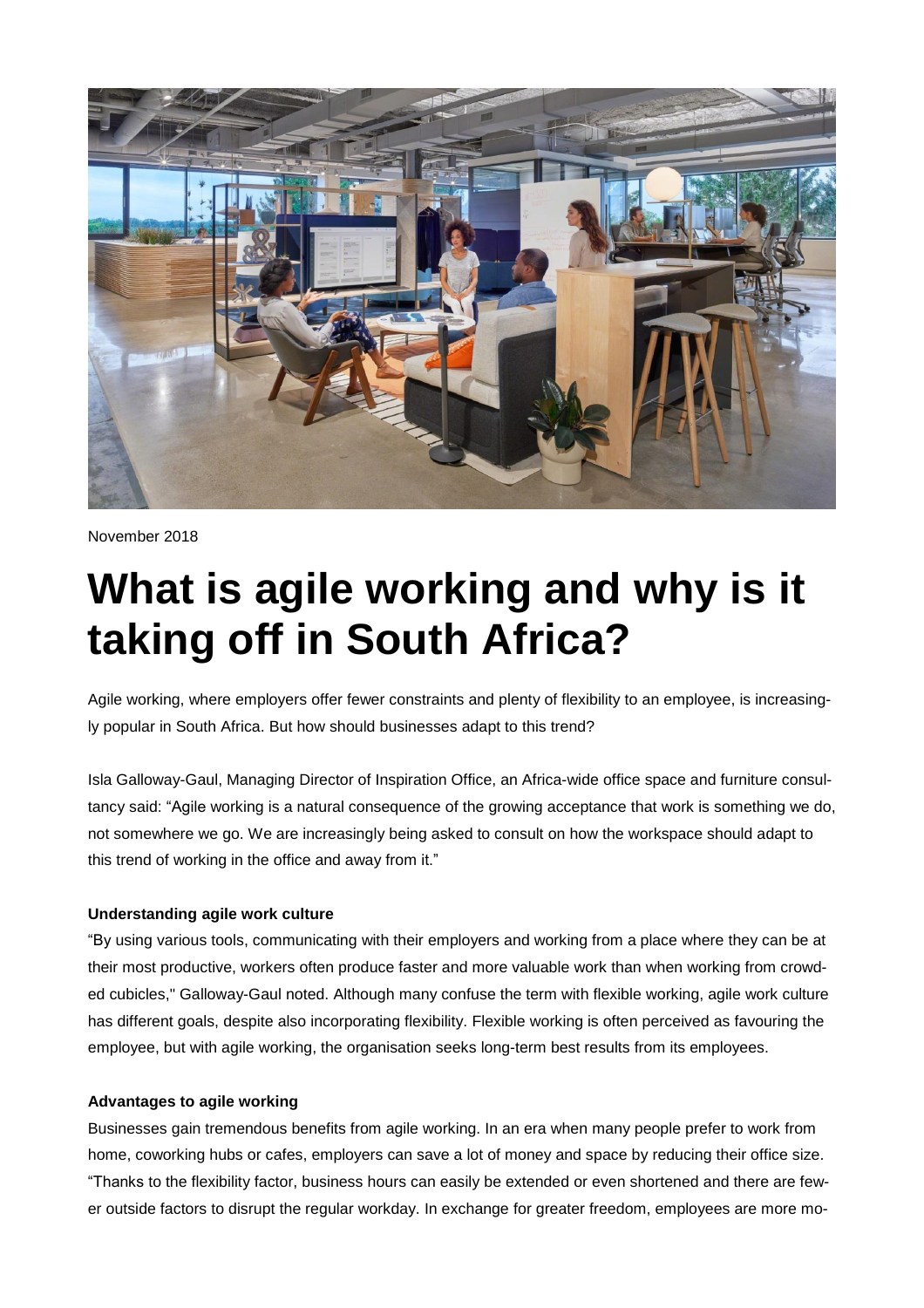November 2018

# What is agile working and why is it taking off in South Africa?

Agile working, where employers offer fewer constraints and plenty of flexibility to an employee, is increasingly popular in South Africa. But how should businesses adapt to this trend?

Isla Galloway-Gaul, Managing Director of Inspiration Office, an Africa-wide office space and furniture consultancy said: “Agile working is a natural consequence of the growing acceptance that work is something we do, not somewhere we go. We are increasingly being asked to consult on how the workspace should adapt to this trend of working in the office and away from it.”

**Understanding agile work culture**

“By using various tools, communicating with their employers and working from a place where they can be at their most productive, workers often produce faster and more valuable work than when working from crowded cubicles," Galloway-Gaul noted. Although many confuse the term with flexible working, agile work culture has different goals, despite also incorporating flexibility. Flexible working is often perceived as favouring the employee, but with agile working, the organisation seeks long-term best results from its employees.

**Advantages to agile working**

Businesses gain tremendous benefits from agile working. In an era when many people prefer to work from home, coworking hubs or cafes, employers can save a lot of money and space by reducing their office size. “Thanks to the flexibility factor, business hours can easily be extended or even shortened and there are fewer outside factors to disrupt the regular workday. In exchange for greater freedom, employees are more mo-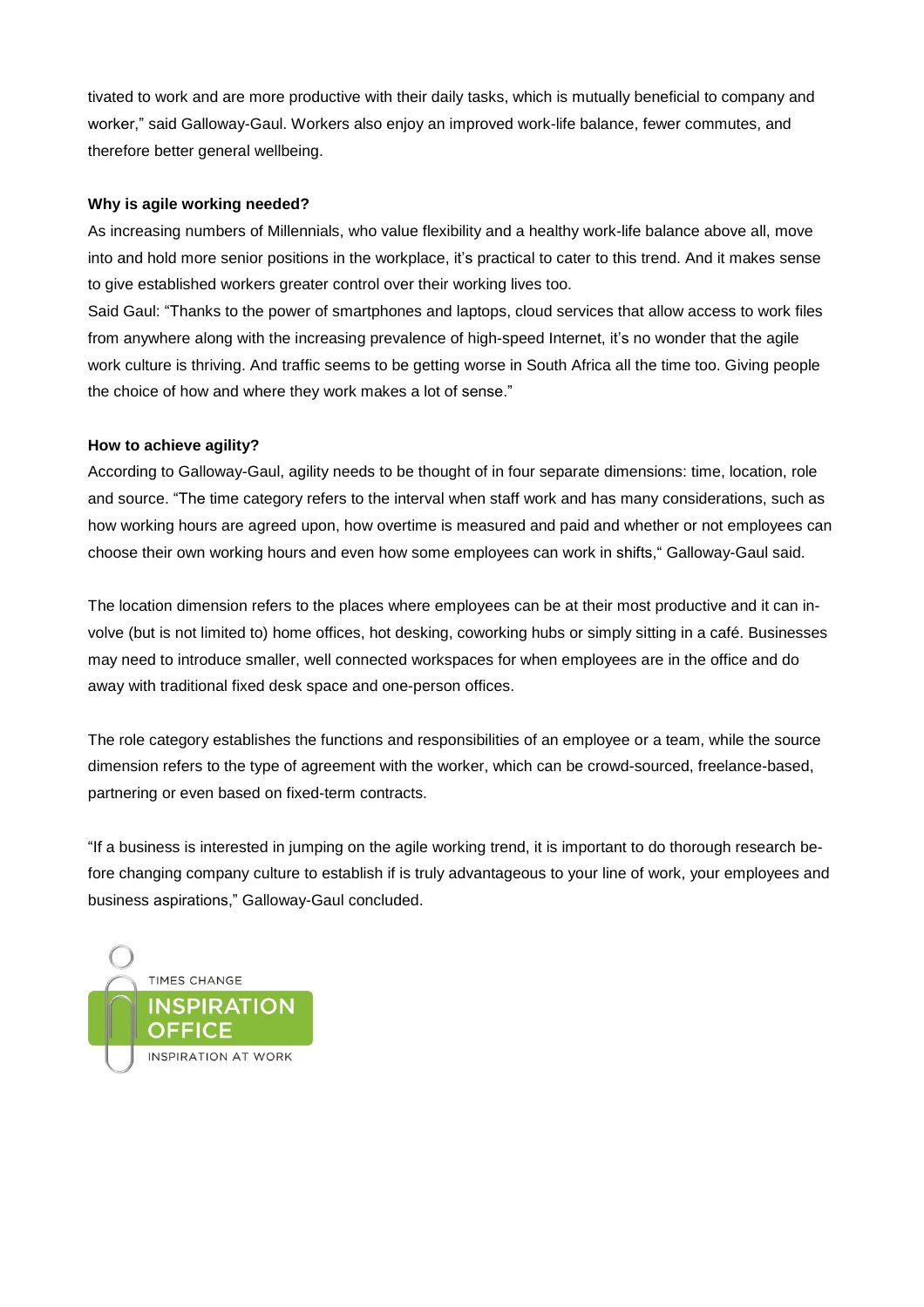tivated to work and are more productive with their daily tasks, which is mutually beneficial to company and worker," said Galloway-Gaul. Workers also enjoy an improved work-life balance, fewer commutes, and therefore better general wellbeing.

**Why is agile working needed?**

As increasing numbers of Millennials, who value flexibility and a healthy work-life balance above all, move into and hold more senior positions in the workplace, it's practical to cater to this trend. And it makes sense to give established workers greater control over their working lives too.

Said Gaul: "Thanks to the power of smartphones and laptops, cloud services that allow access to work files from anywhere along with the increasing prevalence of high-speed Internet, it's no wonder that the agile work culture is thriving. And traffic seems to be getting worse in South Africa all the time too. Giving people the choice of how and where they work makes a lot of sense."

**How to achieve agility?**

According to Galloway-Gaul, agility needs to be thought of in four separate dimensions: time, location, role and source. "The time category refers to the interval when staff work and has many considerations, such as how working hours are agreed upon, how overtime is measured and paid and whether or not employees can choose their own working hours and even how some employees can work in shifts," Galloway-Gaul said.

The location dimension refers to the places where employees can be at their most productive and it can involve (but is not limited to) home offices, hot desking, coworking hubs or simply sitting in a café. Businesses may need to introduce smaller, well connected workspaces for when employees are in the office and do away with traditional fixed desk space and one-person offices.

The role category establishes the functions and responsibilities of an employee or a team, while the source dimension refers to the type of agreement with the worker, which can be crowd-sourced, freelance-based, partnering or even based on fixed-term contracts.

"If a business is interested in jumping on the agile working trend, it is important to do thorough research before changing company culture to establish if is truly advantageous to your line of work, your employees and business aspirations," Galloway-Gaul concluded.

TIMES CHANGE
INSPIRATION OFFICE
INSPIRATION AT WORK